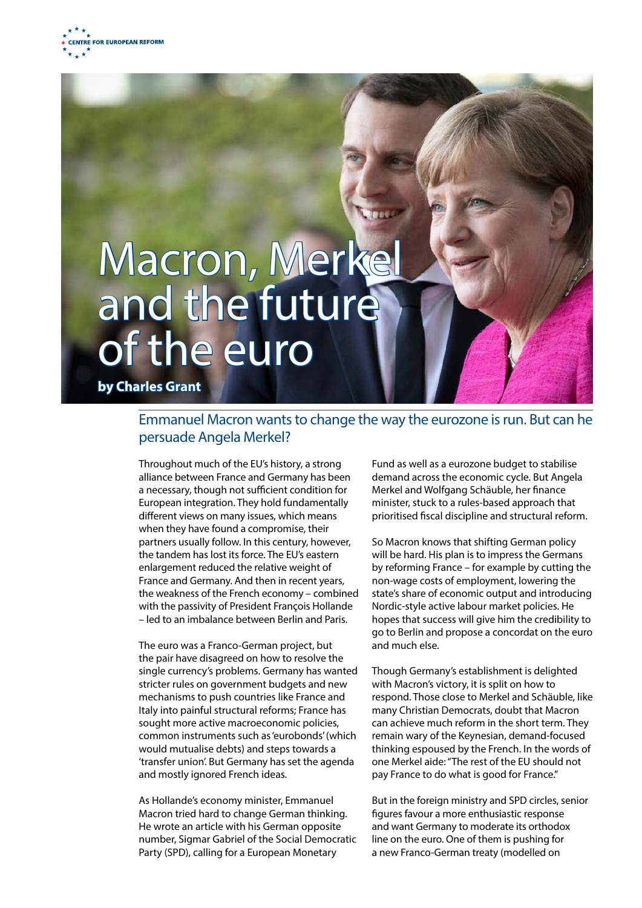CENTRE FOR EUROPEAN REFORM

# Macron, Merkel and the future of the euro

**by Charles Grant**

## Emmanuel Macron wants to change the way the eurozone is run. But can he persuade Angela Merkel?

Throughout much of the EU's history, a strong alliance between France and Germany has been a necessary, though not sufficient condition for European integration. They hold fundamentally different views on many issues, which means when they have found a compromise, their partners usually follow. In this century, however, the tandem has lost its force. The EU's eastern enlargement reduced the relative weight of France and Germany. And then in recent years, the weakness of the French economy – combined with the passivity of President François Hollande – led to an imbalance between Berlin and Paris.

The euro was a Franco-German project, but the pair have disagreed on how to resolve the single currency's problems. Germany has wanted stricter rules on government budgets and new mechanisms to push countries like France and Italy into painful structural reforms; France has sought more active macroeconomic policies, common instruments such as 'eurobonds' (which would mutualise debts) and steps towards a 'transfer union'. But Germany has set the agenda and mostly ignored French ideas.

As Hollande's economy minister, Emmanuel Macron tried hard to change German thinking. He wrote an article with his German opposite number, Sigmar Gabriel of the Social Democratic Party (SPD), calling for a European Monetary Fund as well as a eurozone budget to stabilise demand across the economic cycle. But Angela Merkel and Wolfgang Schäuble, her finance minister, stuck to a rules-based approach that prioritised fiscal discipline and structural reform.

So Macron knows that shifting German policy will be hard. His plan is to impress the Germans by reforming France – for example by cutting the non-wage costs of employment, lowering the state's share of economic output and introducing Nordic-style active labour market policies. He hopes that success will give him the credibility to go to Berlin and propose a concordat on the euro and much else.

Though Germany's establishment is delighted with Macron's victory, it is split on how to respond. Those close to Merkel and Schäuble, like many Christian Democrats, doubt that Macron can achieve much reform in the short term. They remain wary of the Keynesian, demand-focused thinking espoused by the French. In the words of one Merkel aide: "The rest of the EU should not pay France to do what is good for France."

But in the foreign ministry and SPD circles, senior figures favour a more enthusiastic response and want Germany to moderate its orthodox line on the euro. One of them is pushing for a new Franco-German treaty (modelled on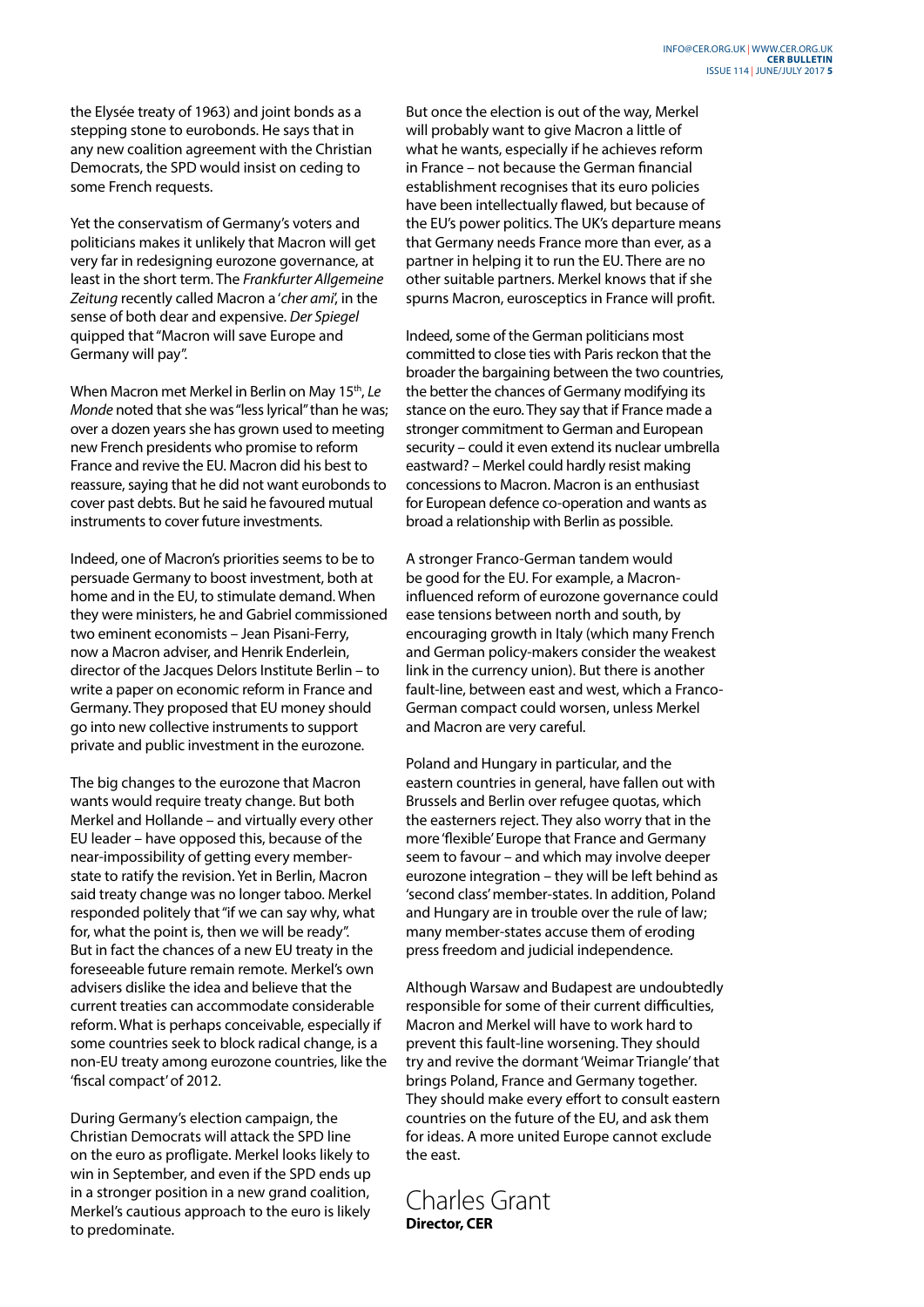the Elysée treaty of 1963) and joint bonds as a stepping stone to eurobonds. He says that in any new coalition agreement with the Christian Democrats, the SPD would insist on ceding to some French requests.

Yet the conservatism of Germany's voters and politicians makes it unlikely that Macron will get very far in redesigning eurozone governance, at least in the short term. The *Frankfurter Allgemeine Zeitung* recently called Macron a '*cher ami*', in the sense of both dear and expensive. *Der Spiegel* quipped that "Macron will save Europe and Germany will pay".

When Macron met Merkel in Berlin on May 15th, *Le Monde* noted that she was "less lyrical" than he was; over a dozen years she has grown used to meeting new French presidents who promise to reform France and revive the EU. Macron did his best to reassure, saying that he did not want eurobonds to cover past debts. But he said he favoured mutual instruments to cover future investments.

Indeed, one of Macron's priorities seems to be to persuade Germany to boost investment, both at home and in the EU, to stimulate demand. When they were ministers, he and Gabriel commissioned two eminent economists – Jean Pisani-Ferry, now a Macron adviser, and Henrik Enderlein, director of the Jacques Delors Institute Berlin – to write a paper on economic reform in France and Germany. They proposed that EU money should go into new collective instruments to support private and public investment in the eurozone.

The big changes to the eurozone that Macron wants would require treaty change. But both Merkel and Hollande – and virtually every other EU leader – have opposed this, because of the near-impossibility of getting every member-state to ratify the revision. Yet in Berlin, Macron said treaty change was no longer taboo. Merkel responded politely that "if we can say why, what for, what the point is, then we will be ready". But in fact the chances of a new EU treaty in the foreseeable future remain remote. Merkel's own advisers dislike the idea and believe that the current treaties can accommodate considerable reform. What is perhaps conceivable, especially if some countries seek to block radical change, is a non-EU treaty among eurozone countries, like the 'fiscal compact' of 2012.

During Germany's election campaign, the Christian Democrats will attack the SPD line on the euro as profligate. Merkel looks likely to win in September, and even if the SPD ends up in a stronger position in a new grand coalition, Merkel's cautious approach to the euro is likely to predominate.

But once the election is out of the way, Merkel will probably want to give Macron a little of what he wants, especially if he achieves reform in France – not because the German financial establishment recognises that its euro policies have been intellectually flawed, but because of the EU's power politics. The UK's departure means that Germany needs France more than ever, as a partner in helping it to run the EU. There are no other suitable partners. Merkel knows that if she spurns Macron, eurosceptics in France will profit.

Indeed, some of the German politicians most committed to close ties with Paris reckon that the broader the bargaining between the two countries, the better the chances of Germany modifying its stance on the euro. They say that if France made a stronger commitment to German and European security – could it even extend its nuclear umbrella eastward? – Merkel could hardly resist making concessions to Macron. Macron is an enthusiast for European defence co-operation and wants as broad a relationship with Berlin as possible.

A stronger Franco-German tandem would be good for the EU. For example, a Macron-influenced reform of eurozone governance could ease tensions between north and south, by encouraging growth in Italy (which many French and German policy-makers consider the weakest link in the currency union). But there is another fault-line, between east and west, which a Franco-German compact could worsen, unless Merkel and Macron are very careful.

Poland and Hungary in particular, and the eastern countries in general, have fallen out with Brussels and Berlin over refugee quotas, which the easterners reject. They also worry that in the more 'flexible' Europe that France and Germany seem to favour – and which may involve deeper eurozone integration – they will be left behind as 'second class' member-states. In addition, Poland and Hungary are in trouble over the rule of law; many member-states accuse them of eroding press freedom and judicial independence.

Although Warsaw and Budapest are undoubtedly responsible for some of their current difficulties, Macron and Merkel will have to work hard to prevent this fault-line worsening. They should try and revive the dormant 'Weimar Triangle' that brings Poland, France and Germany together. They should make every effort to consult eastern countries on the future of the EU, and ask them for ideas. A more united Europe cannot exclude the east.

Charles Grant
**Director, CER**